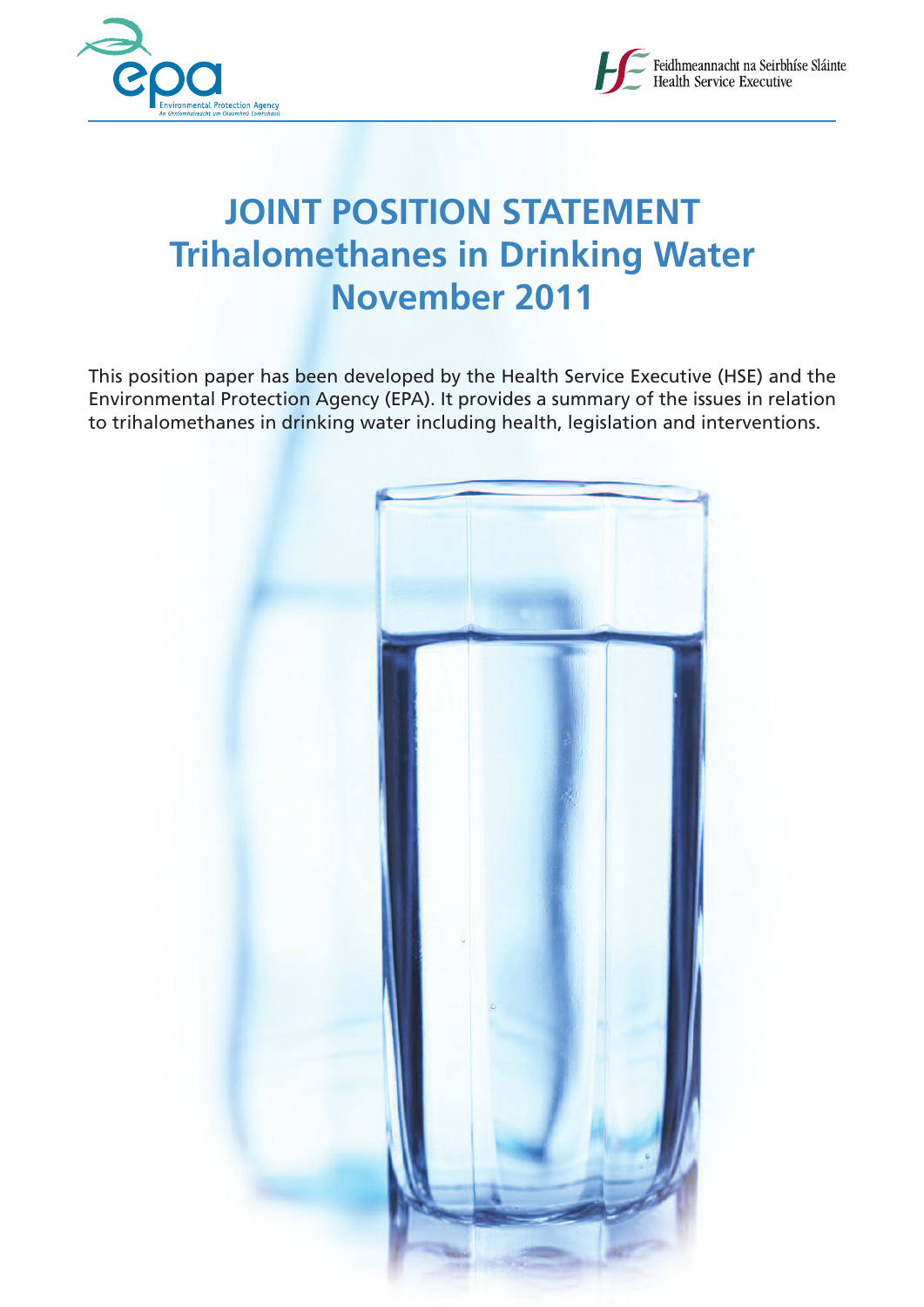# JOINT POSITION STATEMENT
# Trihalomethanes in Drinking Water
# November 2011

This position paper has been developed by the Health Service Executive (HSE) and the Environmental Protection Agency (EPA). It provides a summary of the issues in relation to trihalomethanes in drinking water including health, legislation and interventions.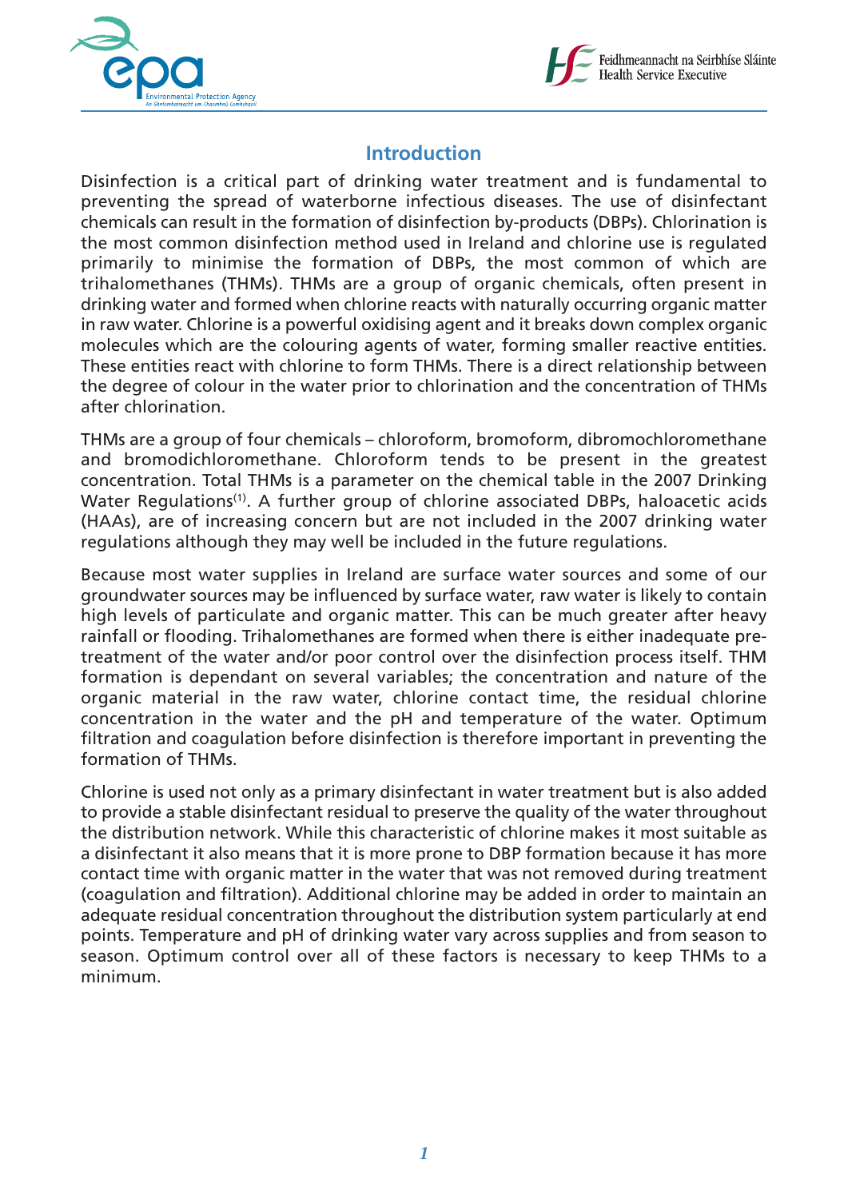## Introduction

Disinfection is a critical part of drinking water treatment and is fundamental to preventing the spread of waterborne infectious diseases. The use of disinfectant chemicals can result in the formation of disinfection by-products (DBPs). Chlorination is the most common disinfection method used in Ireland and chlorine use is regulated primarily to minimise the formation of DBPs, the most common of which are trihalomethanes (THMs). THMs are a group of organic chemicals, often present in drinking water and formed when chlorine reacts with naturally occurring organic matter in raw water. Chlorine is a powerful oxidising agent and it breaks down complex organic molecules which are the colouring agents of water, forming smaller reactive entities. These entities react with chlorine to form THMs. There is a direct relationship between the degree of colour in the water prior to chlorination and the concentration of THMs after chlorination.

THMs are a group of four chemicals – chloroform, bromoform, dibromochloromethane and bromodichloromethane. Chloroform tends to be present in the greatest concentration. Total THMs is a parameter on the chemical table in the 2007 Drinking Water Regulations(1). A further group of chlorine associated DBPs, haloacetic acids (HAAs), are of increasing concern but are not included in the 2007 drinking water regulations although they may well be included in the future regulations.

Because most water supplies in Ireland are surface water sources and some of our groundwater sources may be influenced by surface water, raw water is likely to contain high levels of particulate and organic matter. This can be much greater after heavy rainfall or flooding. Trihalomethanes are formed when there is either inadequate pre-treatment of the water and/or poor control over the disinfection process itself. THM formation is dependant on several variables; the concentration and nature of the organic material in the raw water, chlorine contact time, the residual chlorine concentration in the water and the pH and temperature of the water. Optimum filtration and coagulation before disinfection is therefore important in preventing the formation of THMs.

Chlorine is used not only as a primary disinfectant in water treatment but is also added to provide a stable disinfectant residual to preserve the quality of the water throughout the distribution network. While this characteristic of chlorine makes it most suitable as a disinfectant it also means that it is more prone to DBP formation because it has more contact time with organic matter in the water that was not removed during treatment (coagulation and filtration). Additional chlorine may be added in order to maintain an adequate residual concentration throughout the distribution system particularly at end points. Temperature and pH of drinking water vary across supplies and from season to season. Optimum control over all of these factors is necessary to keep THMs to a minimum.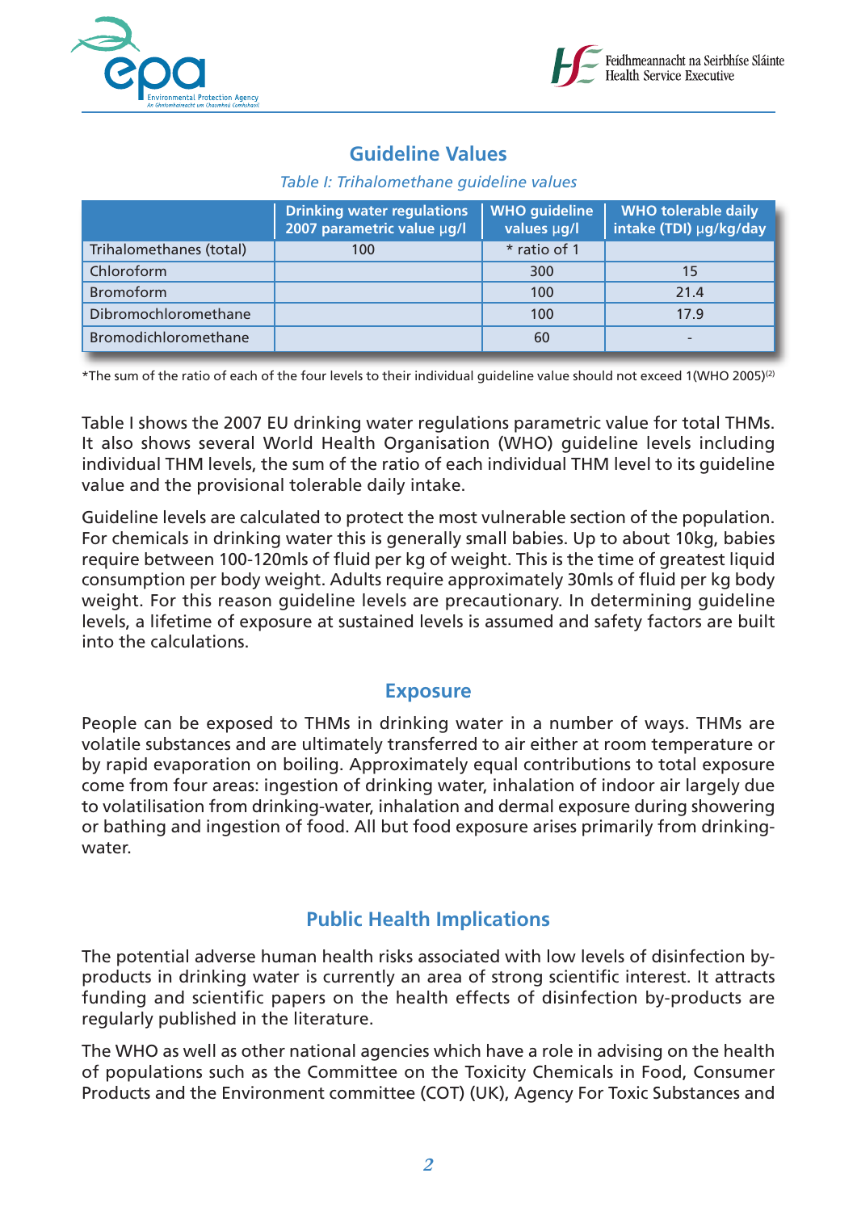## Guideline Values

*Table I: Trihalomethane guideline values*

| | Drinking water regulations 2007 parametric value µg/l | WHO guideline values µg/l | WHO tolerable daily intake (TDI) µg/kg/day |
|---|---|---|---|
| Trihalomethanes (total) | 100 | * ratio of 1 | |
| Chloroform | | 300 | 15 |
| Bromoform | | 100 | 21.4 |
| Dibromochloromethane | | 100 | 17.9 |
| Bromodichloromethane | | 60 | - |

*The sum of the ratio of each of the four levels to their individual guideline value should not exceed 1(WHO 2005)[2]

Table I shows the 2007 EU drinking water regulations parametric value for total THMs. It also shows several World Health Organisation (WHO) guideline levels including individual THM levels, the sum of the ratio of each individual THM level to its guideline value and the provisional tolerable daily intake.

Guideline levels are calculated to protect the most vulnerable section of the population. For chemicals in drinking water this is generally small babies. Up to about 10kg, babies require between 100-120mls of fluid per kg of weight. This is the time of greatest liquid consumption per body weight. Adults require approximately 30mls of fluid per kg body weight. For this reason guideline levels are precautionary. In determining guideline levels, a lifetime of exposure at sustained levels is assumed and safety factors are built into the calculations.

## Exposure

People can be exposed to THMs in drinking water in a number of ways. THMs are volatile substances and are ultimately transferred to air either at room temperature or by rapid evaporation on boiling. Approximately equal contributions to total exposure come from four areas: ingestion of drinking water, inhalation of indoor air largely due to volatilisation from drinking-water, inhalation and dermal exposure during showering or bathing and ingestion of food. All but food exposure arises primarily from drinking-water.

## Public Health Implications

The potential adverse human health risks associated with low levels of disinfection by-products in drinking water is currently an area of strong scientific interest. It attracts funding and scientific papers on the health effects of disinfection by-products are regularly published in the literature.

The WHO as well as other national agencies which have a role in advising on the health of populations such as the Committee on the Toxicity Chemicals in Food, Consumer Products and the Environment committee (COT) (UK), Agency For Toxic Substances and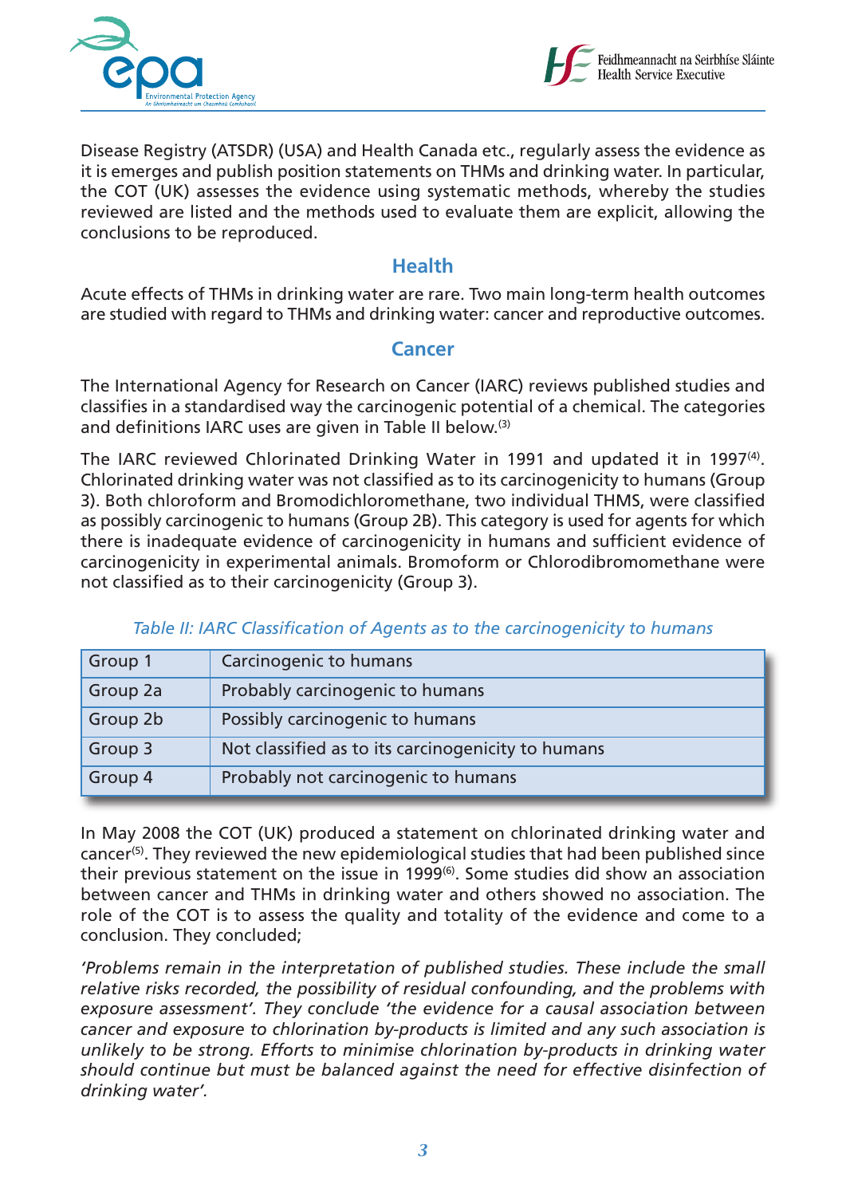Disease Registry (ATSDR) (USA) and Health Canada etc., regularly assess the evidence as it is emerges and publish position statements on THMs and drinking water. In particular, the COT (UK) assesses the evidence using systematic methods, whereby the studies reviewed are listed and the methods used to evaluate them are explicit, allowing the conclusions to be reproduced.

## Health

Acute effects of THMs in drinking water are rare. Two main long-term health outcomes are studied with regard to THMs and drinking water: cancer and reproductive outcomes.

## Cancer

The International Agency for Research on Cancer (IARC) reviews published studies and classifies in a standardised way the carcinogenic potential of a chemical. The categories and definitions IARC uses are given in Table II below.[3]

The IARC reviewed Chlorinated Drinking Water in 1991 and updated it in 1997[4]. Chlorinated drinking water was not classified as to its carcinogenicity to humans (Group 3). Both chloroform and Bromodichloromethane, two individual THMS, were classified as possibly carcinogenic to humans (Group 2B). This category is used for agents for which there is inadequate evidence of carcinogenicity in humans and sufficient evidence of carcinogenicity in experimental animals. Bromoform or Chlorodibromomethane were not classified as to their carcinogenicity (Group 3).

*Table II: IARC Classification of Agents as to the carcinogenicity to humans*

| Group | Classification |
|---|---|
| Group 1 | Carcinogenic to humans |
| Group 2a | Probably carcinogenic to humans |
| Group 2b | Possibly carcinogenic to humans |
| Group 3 | Not classified as to its carcinogenicity to humans |
| Group 4 | Probably not carcinogenic to humans |

In May 2008 the COT (UK) produced a statement on chlorinated drinking water and cancer[5]. They reviewed the new epidemiological studies that had been published since their previous statement on the issue in 1999[6]. Some studies did show an association between cancer and THMs in drinking water and others showed no association. The role of the COT is to assess the quality and totality of the evidence and come to a conclusion. They concluded;

*'Problems remain in the interpretation of published studies. These include the small relative risks recorded, the possibility of residual confounding, and the problems with exposure assessment'. They conclude 'the evidence for a causal association between cancer and exposure to chlorination by-products is limited and any such association is unlikely to be strong. Efforts to minimise chlorination by-products in drinking water should continue but must be balanced against the need for effective disinfection of drinking water'.*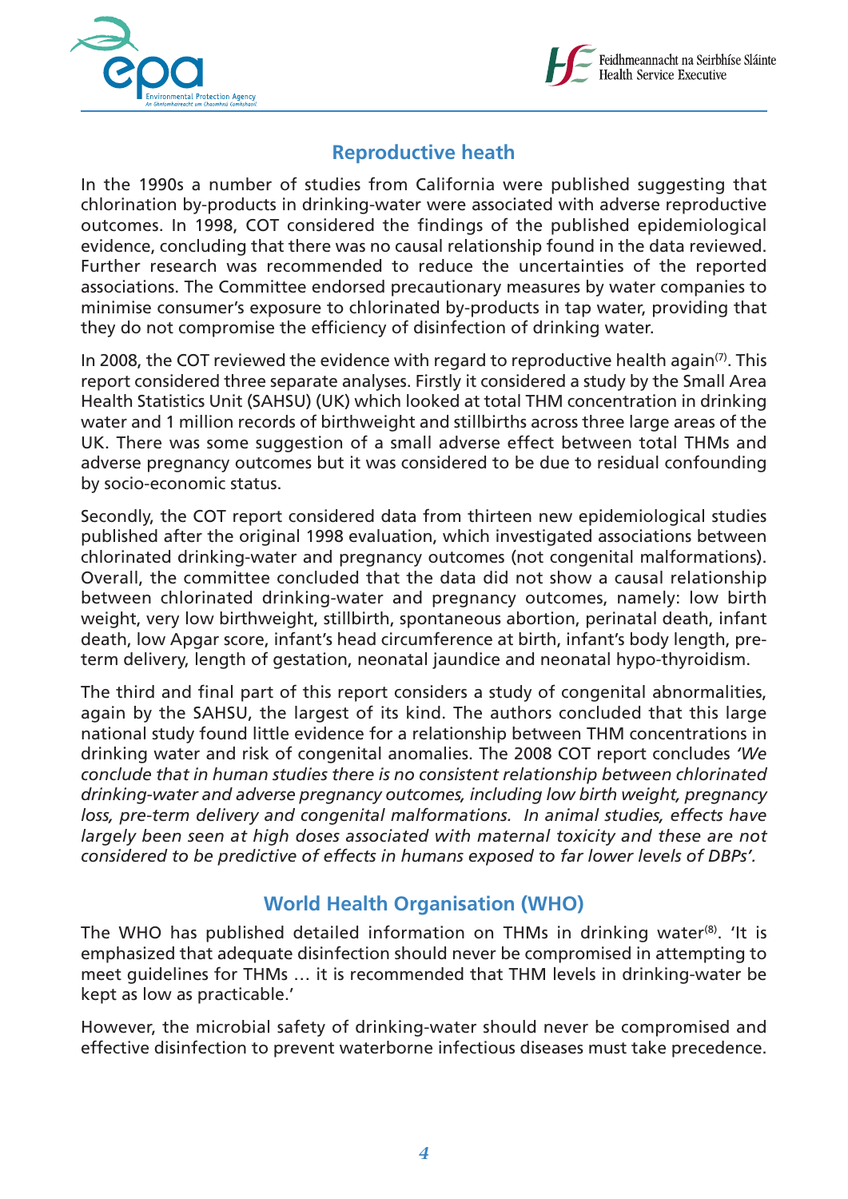## Reproductive heath

In the 1990s a number of studies from California were published suggesting that chlorination by-products in drinking-water were associated with adverse reproductive outcomes. In 1998, COT considered the findings of the published epidemiological evidence, concluding that there was no causal relationship found in the data reviewed. Further research was recommended to reduce the uncertainties of the reported associations. The Committee endorsed precautionary measures by water companies to minimise consumer's exposure to chlorinated by-products in tap water, providing that they do not compromise the efficiency of disinfection of drinking water.

In 2008, the COT reviewed the evidence with regard to reproductive health again[7]. This report considered three separate analyses. Firstly it considered a study by the Small Area Health Statistics Unit (SAHSU) (UK) which looked at total THM concentration in drinking water and 1 million records of birthweight and stillbirths across three large areas of the UK. There was some suggestion of a small adverse effect between total THMs and adverse pregnancy outcomes but it was considered to be due to residual confounding by socio-economic status.

Secondly, the COT report considered data from thirteen new epidemiological studies published after the original 1998 evaluation, which investigated associations between chlorinated drinking-water and pregnancy outcomes (not congenital malformations). Overall, the committee concluded that the data did not show a causal relationship between chlorinated drinking-water and pregnancy outcomes, namely: low birth weight, very low birthweight, stillbirth, spontaneous abortion, perinatal death, infant death, low Apgar score, infant's head circumference at birth, infant's body length, pre-term delivery, length of gestation, neonatal jaundice and neonatal hypo-thyroidism.

The third and final part of this report considers a study of congenital abnormalities, again by the SAHSU, the largest of its kind. The authors concluded that this large national study found little evidence for a relationship between THM concentrations in drinking water and risk of congenital anomalies. The 2008 COT report concludes *'We conclude that in human studies there is no consistent relationship between chlorinated drinking-water and adverse pregnancy outcomes, including low birth weight, pregnancy loss, pre-term delivery and congenital malformations. In animal studies, effects have largely been seen at high doses associated with maternal toxicity and these are not considered to be predictive of effects in humans exposed to far lower levels of DBPs'.*

## World Health Organisation (WHO)

The WHO has published detailed information on THMs in drinking water[8]. 'It is emphasized that adequate disinfection should never be compromised in attempting to meet guidelines for THMs … it is recommended that THM levels in drinking-water be kept as low as practicable.'

However, the microbial safety of drinking-water should never be compromised and effective disinfection to prevent waterborne infectious diseases must take precedence.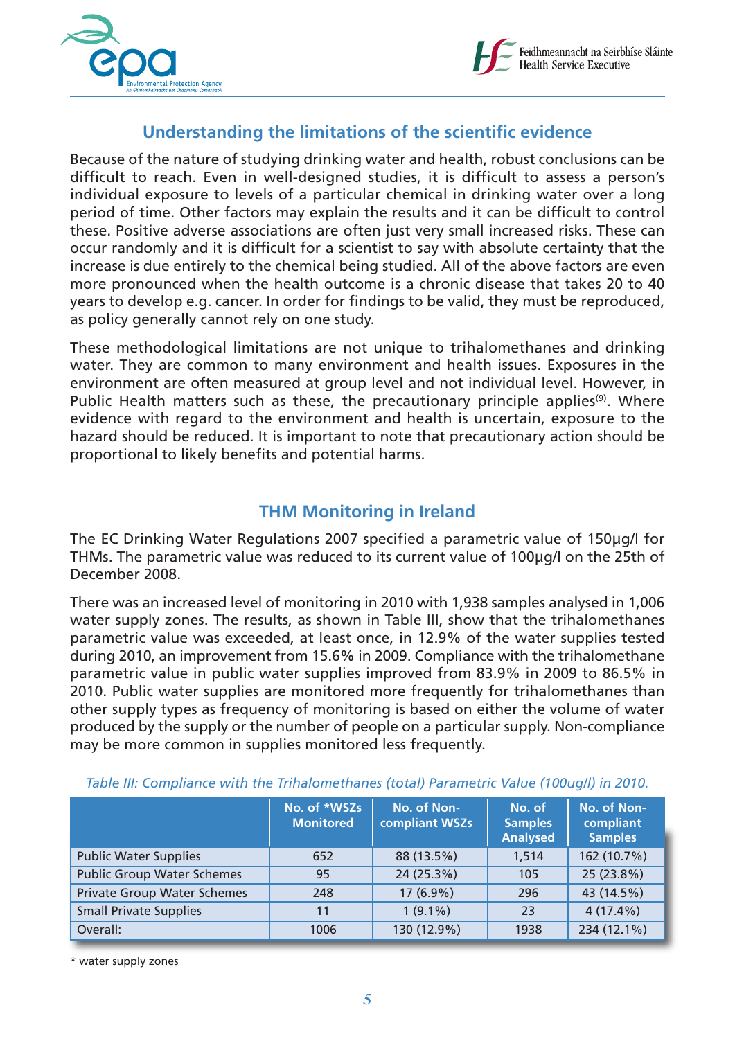## Understanding the limitations of the scientific evidence

Because of the nature of studying drinking water and health, robust conclusions can be difficult to reach. Even in well-designed studies, it is difficult to assess a person's individual exposure to levels of a particular chemical in drinking water over a long period of time. Other factors may explain the results and it can be difficult to control these. Positive adverse associations are often just very small increased risks. These can occur randomly and it is difficult for a scientist to say with absolute certainty that the increase is due entirely to the chemical being studied. All of the above factors are even more pronounced when the health outcome is a chronic disease that takes 20 to 40 years to develop e.g. cancer. In order for findings to be valid, they must be reproduced, as policy generally cannot rely on one study.

These methodological limitations are not unique to trihalomethanes and drinking water. They are common to many environment and health issues. Exposures in the environment are often measured at group level and not individual level. However, in Public Health matters such as these, the precautionary principle applies(9). Where evidence with regard to the environment and health is uncertain, exposure to the hazard should be reduced. It is important to note that precautionary action should be proportional to likely benefits and potential harms.

## THM Monitoring in Ireland

The EC Drinking Water Regulations 2007 specified a parametric value of 150µg/l for THMs. The parametric value was reduced to its current value of 100µg/l on the 25th of December 2008.

There was an increased level of monitoring in 2010 with 1,938 samples analysed in 1,006 water supply zones. The results, as shown in Table III, show that the trihalomethanes parametric value was exceeded, at least once, in 12.9% of the water supplies tested during 2010, an improvement from 15.6% in 2009. Compliance with the trihalomethane parametric value in public water supplies improved from 83.9% in 2009 to 86.5% in 2010. Public water supplies are monitored more frequently for trihalomethanes than other supply types as frequency of monitoring is based on either the volume of water produced by the supply or the number of people on a particular supply. Non-compliance may be more common in supplies monitored less frequently.

*Table III: Compliance with the Trihalomethanes (total) Parametric Value (100ug/l) in 2010.*

| | No. of *WSZs Monitored | No. of Non-compliant WSZs | No. of Samples Analysed | No. of Non-compliant Samples |
|---|---|---|---|---|
| Public Water Supplies | 652 | 88 (13.5%) | 1,514 | 162 (10.7%) |
| Public Group Water Schemes | 95 | 24 (25.3%) | 105 | 25 (23.8%) |
| Private Group Water Schemes | 248 | 17 (6.9%) | 296 | 43 (14.5%) |
| Small Private Supplies | 11 | 1 (9.1%) | 23 | 4 (17.4%) |
| Overall: | 1006 | 130 (12.9%) | 1938 | 234 (12.1%) |

* water supply zones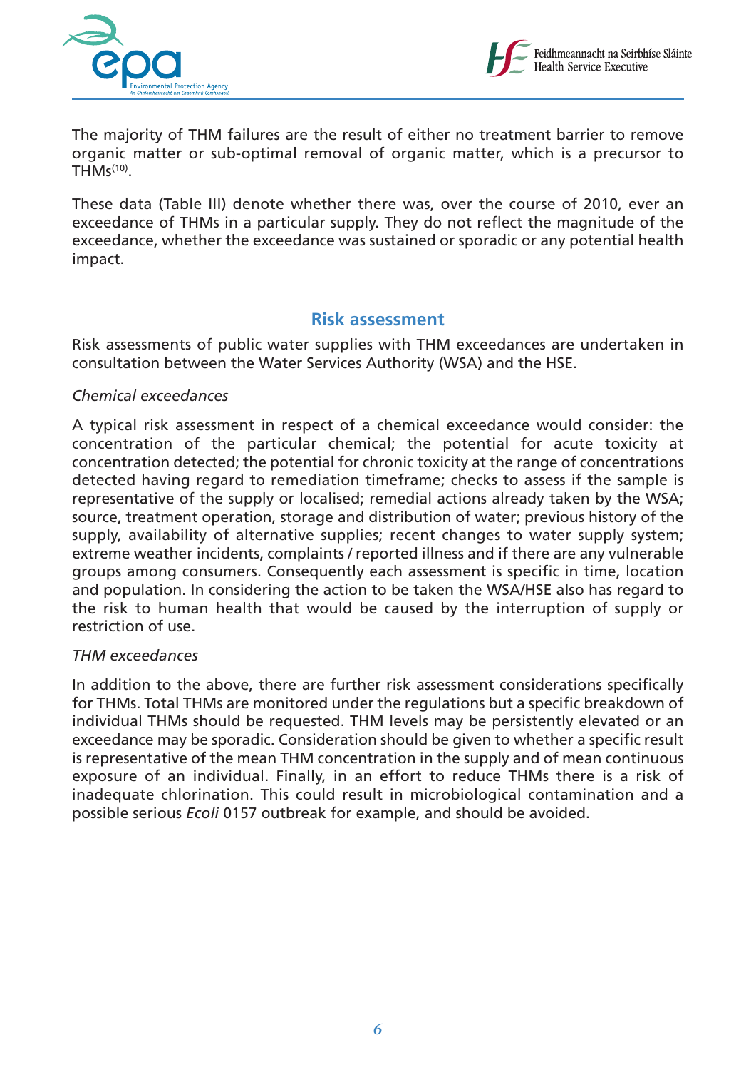The majority of THM failures are the result of either no treatment barrier to remove organic matter or sub-optimal removal of organic matter, which is a precursor to THMs[10].

These data (Table III) denote whether there was, over the course of 2010, ever an exceedance of THMs in a particular supply. They do not reflect the magnitude of the exceedance, whether the exceedance was sustained or sporadic or any potential health impact.

## Risk assessment

Risk assessments of public water supplies with THM exceedances are undertaken in consultation between the Water Services Authority (WSA) and the HSE.

*Chemical exceedances*

A typical risk assessment in respect of a chemical exceedance would consider: the concentration of the particular chemical; the potential for acute toxicity at concentration detected; the potential for chronic toxicity at the range of concentrations detected having regard to remediation timeframe; checks to assess if the sample is representative of the supply or localised; remedial actions already taken by the WSA; source, treatment operation, storage and distribution of water; previous history of the supply, availability of alternative supplies; recent changes to water supply system; extreme weather incidents, complaints / reported illness and if there are any vulnerable groups among consumers. Consequently each assessment is specific in time, location and population. In considering the action to be taken the WSA/HSE also has regard to the risk to human health that would be caused by the interruption of supply or restriction of use.

*THM exceedances*

In addition to the above, there are further risk assessment considerations specifically for THMs. Total THMs are monitored under the regulations but a specific breakdown of individual THMs should be requested. THM levels may be persistently elevated or an exceedance may be sporadic. Consideration should be given to whether a specific result is representative of the mean THM concentration in the supply and of mean continuous exposure of an individual. Finally, in an effort to reduce THMs there is a risk of inadequate chlorination. This could result in microbiological contamination and a possible serious *Ecoli* 0157 outbreak for example, and should be avoided.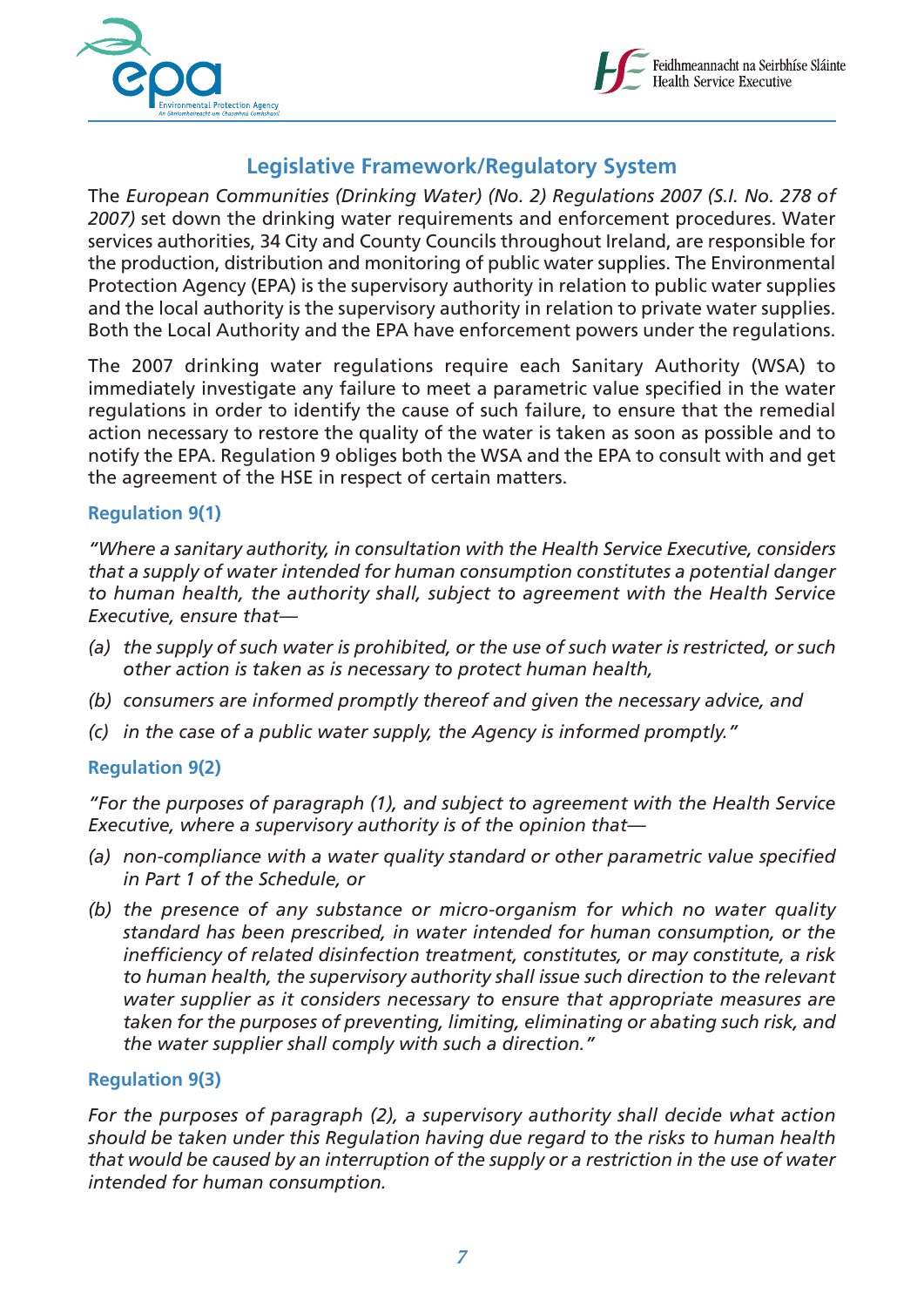## Legislative Framework/Regulatory System

The *European Communities (Drinking Water) (No. 2) Regulations 2007 (S.I. No. 278 of 2007)* set down the drinking water requirements and enforcement procedures. Water services authorities, 34 City and County Councils throughout Ireland, are responsible for the production, distribution and monitoring of public water supplies. The Environmental Protection Agency (EPA) is the supervisory authority in relation to public water supplies and the local authority is the supervisory authority in relation to private water supplies. Both the Local Authority and the EPA have enforcement powers under the regulations.

The 2007 drinking water regulations require each Sanitary Authority (WSA) to immediately investigate any failure to meet a parametric value specified in the water regulations in order to identify the cause of such failure, to ensure that the remedial action necessary to restore the quality of the water is taken as soon as possible and to notify the EPA. Regulation 9 obliges both the WSA and the EPA to consult with and get the agreement of the HSE in respect of certain matters.

### Regulation 9(1)

*"Where a sanitary authority, in consultation with the Health Service Executive, considers that a supply of water intended for human consumption constitutes a potential danger to human health, the authority shall, subject to agreement with the Health Service Executive, ensure that—*

*(a) the supply of such water is prohibited, or the use of such water is restricted, or such other action is taken as is necessary to protect human health,*

*(b) consumers are informed promptly thereof and given the necessary advice, and*

*(c) in the case of a public water supply, the Agency is informed promptly."*

### Regulation 9(2)

*"For the purposes of paragraph (1), and subject to agreement with the Health Service Executive, where a supervisory authority is of the opinion that—*

*(a) non-compliance with a water quality standard or other parametric value specified in Part 1 of the Schedule, or*

*(b) the presence of any substance or micro-organism for which no water quality standard has been prescribed, in water intended for human consumption, or the inefficiency of related disinfection treatment, constitutes, or may constitute, a risk to human health, the supervisory authority shall issue such direction to the relevant water supplier as it considers necessary to ensure that appropriate measures are taken for the purposes of preventing, limiting, eliminating or abating such risk, and the water supplier shall comply with such a direction."*

### Regulation 9(3)

*For the purposes of paragraph (2), a supervisory authority shall decide what action should be taken under this Regulation having due regard to the risks to human health that would be caused by an interruption of the supply or a restriction in the use of water intended for human consumption.*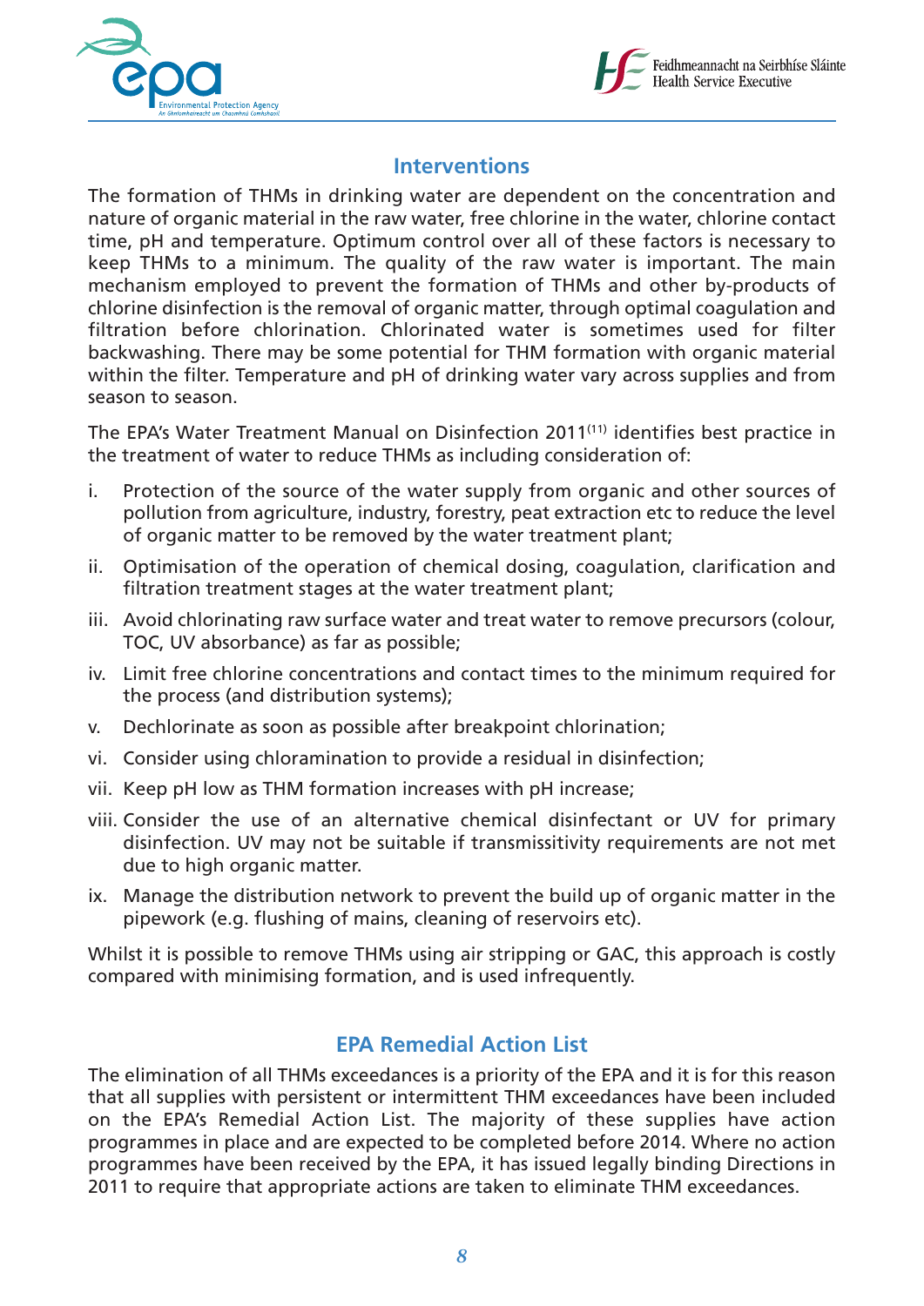## Interventions

The formation of THMs in drinking water are dependent on the concentration and nature of organic material in the raw water, free chlorine in the water, chlorine contact time, pH and temperature. Optimum control over all of these factors is necessary to keep THMs to a minimum. The quality of the raw water is important. The main mechanism employed to prevent the formation of THMs and other by-products of chlorine disinfection is the removal of organic matter, through optimal coagulation and filtration before chlorination. Chlorinated water is sometimes used for filter backwashing. There may be some potential for THM formation with organic material within the filter. Temperature and pH of drinking water vary across supplies and from season to season.

The EPA's Water Treatment Manual on Disinfection 2011[11] identifies best practice in the treatment of water to reduce THMs as including consideration of:

i. Protection of the source of the water supply from organic and other sources of pollution from agriculture, industry, forestry, peat extraction etc to reduce the level of organic matter to be removed by the water treatment plant;

ii. Optimisation of the operation of chemical dosing, coagulation, clarification and filtration treatment stages at the water treatment plant;

iii. Avoid chlorinating raw surface water and treat water to remove precursors (colour, TOC, UV absorbance) as far as possible;

iv. Limit free chlorine concentrations and contact times to the minimum required for the process (and distribution systems);

v. Dechlorinate as soon as possible after breakpoint chlorination;

vi. Consider using chloramination to provide a residual in disinfection;

vii. Keep pH low as THM formation increases with pH increase;

viii. Consider the use of an alternative chemical disinfectant or UV for primary disinfection. UV may not be suitable if transmissitivity requirements are not met due to high organic matter.

ix. Manage the distribution network to prevent the build up of organic matter in the pipework (e.g. flushing of mains, cleaning of reservoirs etc).

Whilst it is possible to remove THMs using air stripping or GAC, this approach is costly compared with minimising formation, and is used infrequently.

## EPA Remedial Action List

The elimination of all THMs exceedances is a priority of the EPA and it is for this reason that all supplies with persistent or intermittent THM exceedances have been included on the EPA's Remedial Action List. The majority of these supplies have action programmes in place and are expected to be completed before 2014. Where no action programmes have been received by the EPA, it has issued legally binding Directions in 2011 to require that appropriate actions are taken to eliminate THM exceedances.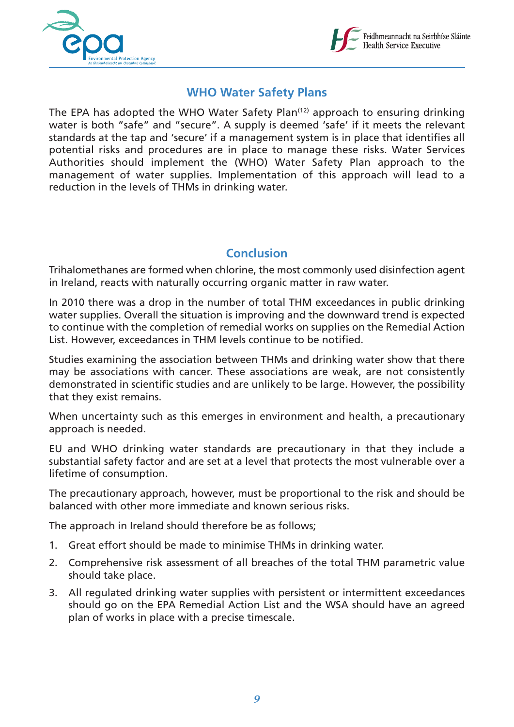## WHO Water Safety Plans

The EPA has adopted the WHO Water Safety Plan[12] approach to ensuring drinking water is both "safe" and "secure". A supply is deemed 'safe' if it meets the relevant standards at the tap and 'secure' if a management system is in place that identifies all potential risks and procedures are in place to manage these risks. Water Services Authorities should implement the (WHO) Water Safety Plan approach to the management of water supplies. Implementation of this approach will lead to a reduction in the levels of THMs in drinking water.

## Conclusion

Trihalomethanes are formed when chlorine, the most commonly used disinfection agent in Ireland, reacts with naturally occurring organic matter in raw water.

In 2010 there was a drop in the number of total THM exceedances in public drinking water supplies. Overall the situation is improving and the downward trend is expected to continue with the completion of remedial works on supplies on the Remedial Action List. However, exceedances in THM levels continue to be notified.

Studies examining the association between THMs and drinking water show that there may be associations with cancer. These associations are weak, are not consistently demonstrated in scientific studies and are unlikely to be large. However, the possibility that they exist remains.

When uncertainty such as this emerges in environment and health, a precautionary approach is needed.

EU and WHO drinking water standards are precautionary in that they include a substantial safety factor and are set at a level that protects the most vulnerable over a lifetime of consumption.

The precautionary approach, however, must be proportional to the risk and should be balanced with other more immediate and known serious risks.

The approach in Ireland should therefore be as follows;

1. Great effort should be made to minimise THMs in drinking water.
2. Comprehensive risk assessment of all breaches of the total THM parametric value should take place.
3. All regulated drinking water supplies with persistent or intermittent exceedances should go on the EPA Remedial Action List and the WSA should have an agreed plan of works in place with a precise timescale.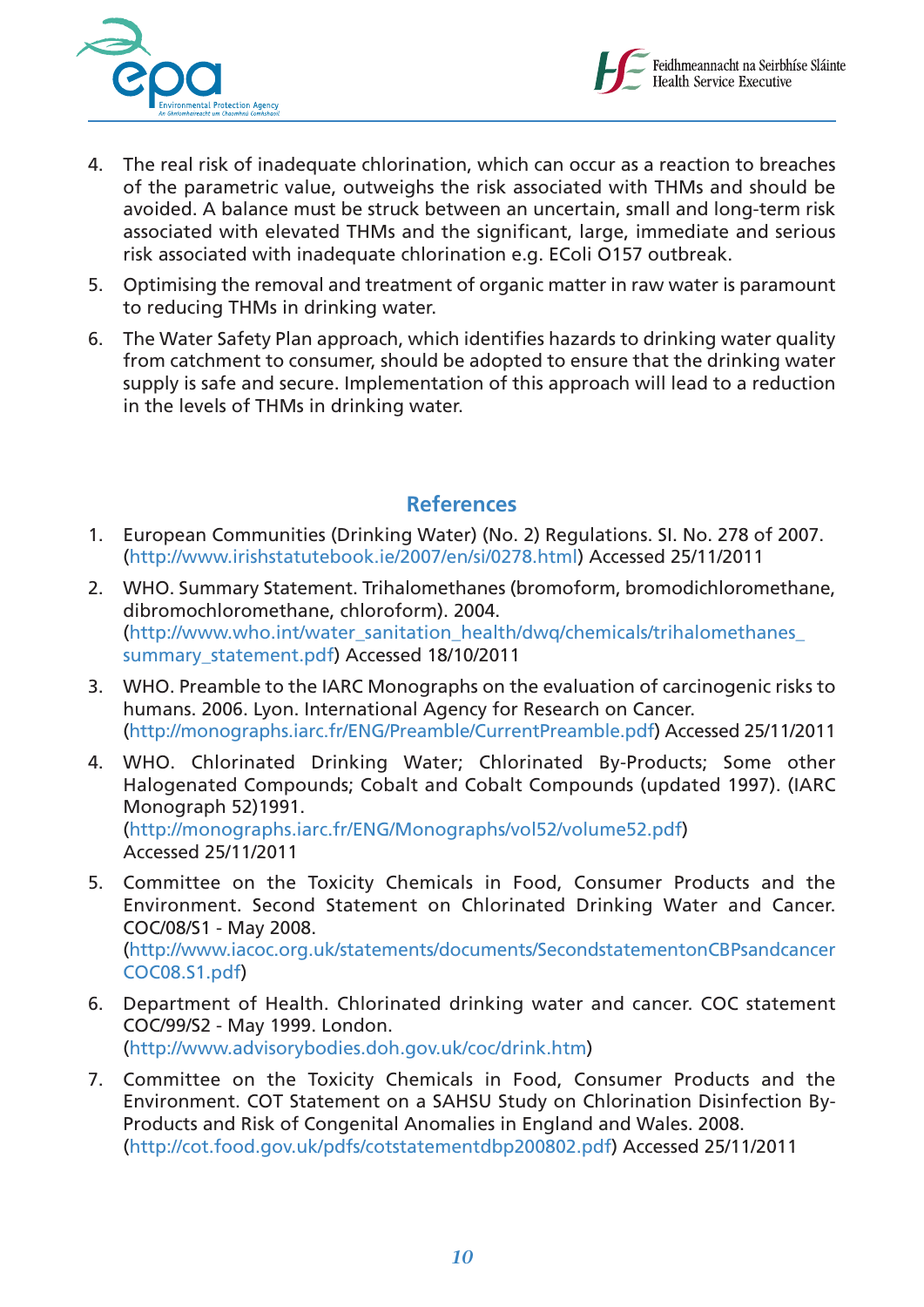4. The real risk of inadequate chlorination, which can occur as a reaction to breaches of the parametric value, outweighs the risk associated with THMs and should be avoided. A balance must be struck between an uncertain, small and long-term risk associated with elevated THMs and the significant, large, immediate and serious risk associated with inadequate chlorination e.g. EColi O157 outbreak.
5. Optimising the removal and treatment of organic matter in raw water is paramount to reducing THMs in drinking water.
6. The Water Safety Plan approach, which identifies hazards to drinking water quality from catchment to consumer, should be adopted to ensure that the drinking water supply is safe and secure. Implementation of this approach will lead to a reduction in the levels of THMs in drinking water.

## References

1. European Communities (Drinking Water) (No. 2) Regulations. SI. No. 278 of 2007. (http://www.irishstatutebook.ie/2007/en/si/0278.html) Accessed 25/11/2011
2. WHO. Summary Statement. Trihalomethanes (bromoform, bromodichloromethane, dibromochloromethane, chloroform). 2004. (http://www.who.int/water_sanitation_health/dwq/chemicals/trihalomethanes_summary_statement.pdf) Accessed 18/10/2011
3. WHO. Preamble to the IARC Monographs on the evaluation of carcinogenic risks to humans. 2006. Lyon. International Agency for Research on Cancer. (http://monographs.iarc.fr/ENG/Preamble/CurrentPreamble.pdf) Accessed 25/11/2011
4. WHO. Chlorinated Drinking Water; Chlorinated By-Products; Some other Halogenated Compounds; Cobalt and Cobalt Compounds (updated 1997). (IARC Monograph 52)1991. (http://monographs.iarc.fr/ENG/Monographs/vol52/volume52.pdf) Accessed 25/11/2011
5. Committee on the Toxicity Chemicals in Food, Consumer Products and the Environment. Second Statement on Chlorinated Drinking Water and Cancer. COC/08/S1 - May 2008. (http://www.iacoc.org.uk/statements/documents/SecondstatementonCBPsandcancerCOC08.S1.pdf)
6. Department of Health. Chlorinated drinking water and cancer. COC statement COC/99/S2 - May 1999. London. (http://www.advisorybodies.doh.gov.uk/coc/drink.htm)
7. Committee on the Toxicity Chemicals in Food, Consumer Products and the Environment. COT Statement on a SAHSU Study on Chlorination Disinfection By-Products and Risk of Congenital Anomalies in England and Wales. 2008. (http://cot.food.gov.uk/pdfs/cotstatementdbp200802.pdf) Accessed 25/11/2011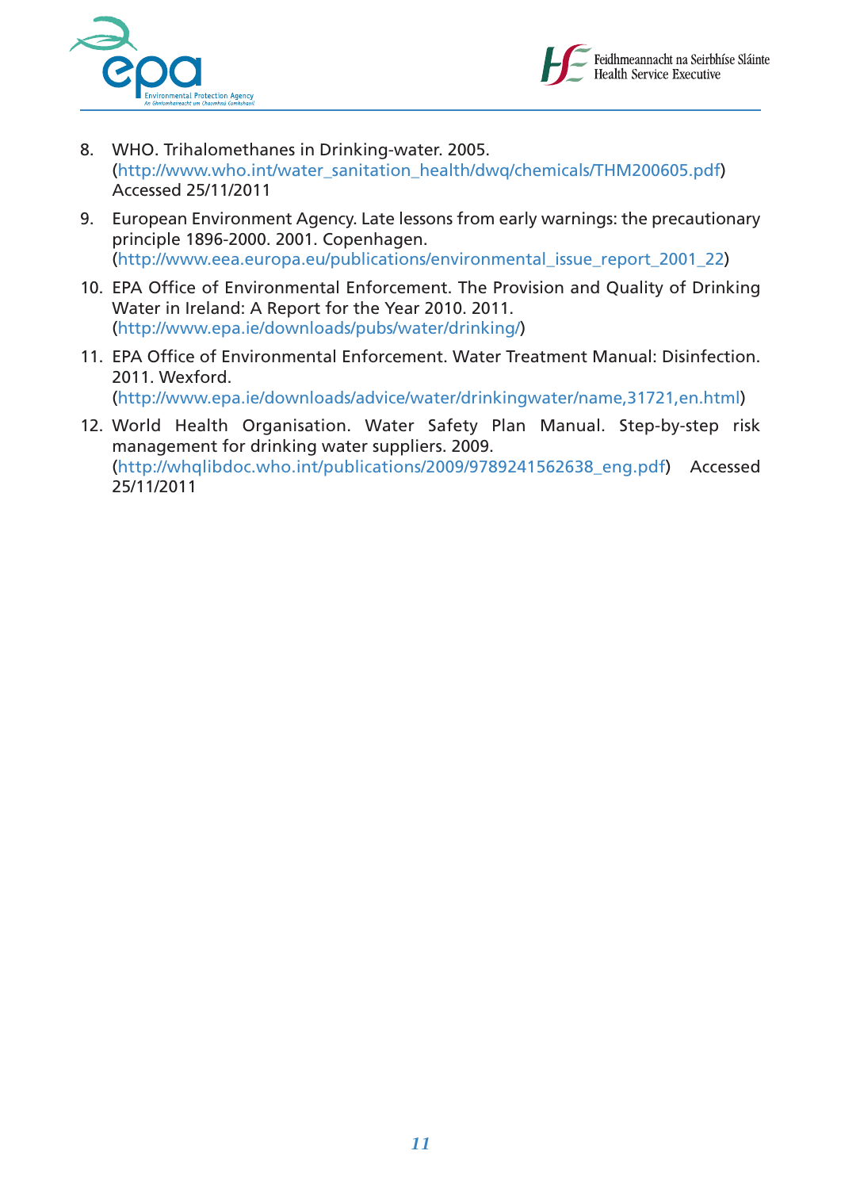8. WHO. Trihalomethanes in Drinking-water. 2005. (http://www.who.int/water_sanitation_health/dwq/chemicals/THM200605.pdf) Accessed 25/11/2011

9. European Environment Agency. Late lessons from early warnings: the precautionary principle 1896-2000. 2001. Copenhagen. (http://www.eea.europa.eu/publications/environmental_issue_report_2001_22)

10. EPA Office of Environmental Enforcement. The Provision and Quality of Drinking Water in Ireland: A Report for the Year 2010. 2011. (http://www.epa.ie/downloads/pubs/water/drinking/)

11. EPA Office of Environmental Enforcement. Water Treatment Manual: Disinfection. 2011. Wexford. (http://www.epa.ie/downloads/advice/water/drinkingwater/name,31721,en.html)

12. World Health Organisation. Water Safety Plan Manual. Step-by-step risk management for drinking water suppliers. 2009. (http://whqlibdoc.who.int/publications/2009/9789241562638_eng.pdf) Accessed 25/11/2011